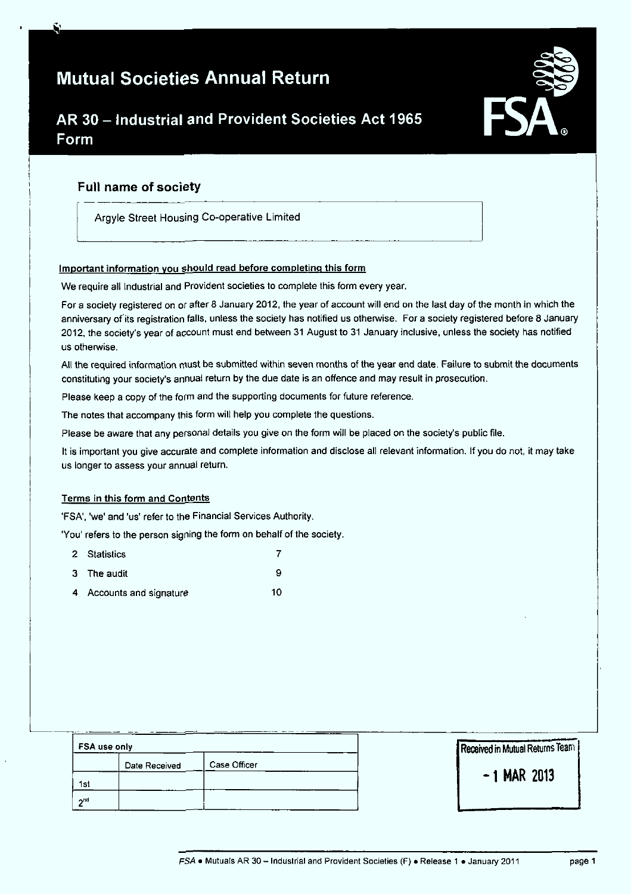# Mutual Societies Annual Return

## AR 30 – Industrial and Provident Societies Act 1965 Form

### Full name of society

Argyle Street Housing Co-operative Limited

**Important information you should read before completing this form**

We require all Industrial and Provident societies to complete this form every year.

For a society registered on or after 8 January 2012, the year of account will end on the last day of the month in which the anniversary of its registration falls, unless the society has notified us otherwise. For a society registered before 8 January 2012, the society's year of account must end between 31 August to 31 January inclusive, unless the society has notified us otherwise.

All the required information must be submitted within seven months of the year end date. Failure to submit the documents constituting your society's annual return by the due date is an offence and may result in prosecution.

Please keep a copy of the form and the supporting documents for future reference.

The notes that accompany this form will help you complete the questions.

Please be aware that any personal details you give on the form will be placed on the society's public file.

It is important you give accurate and complete information and disclose all relevant information. If you do not, it may take us longer to assess your annual return.

**Terms in this form and Contents**

'FSA', 'we' and 'us' refer to the Financial Services Authority.

'You' refers to the person signing the form on behalf of the society.

| | | |
|---|---|---|
| 2 | Statistics | 7 |
| 3 | The audit | 9 |
| 4 | Accounts and signature | 10 |

| FSA use only | | |
|---|---|---|
| | Date Received | Case Officer |
| 1st | | |
| 2nd | | |

Received in Mutual Returns Team

- 1 MAR 2013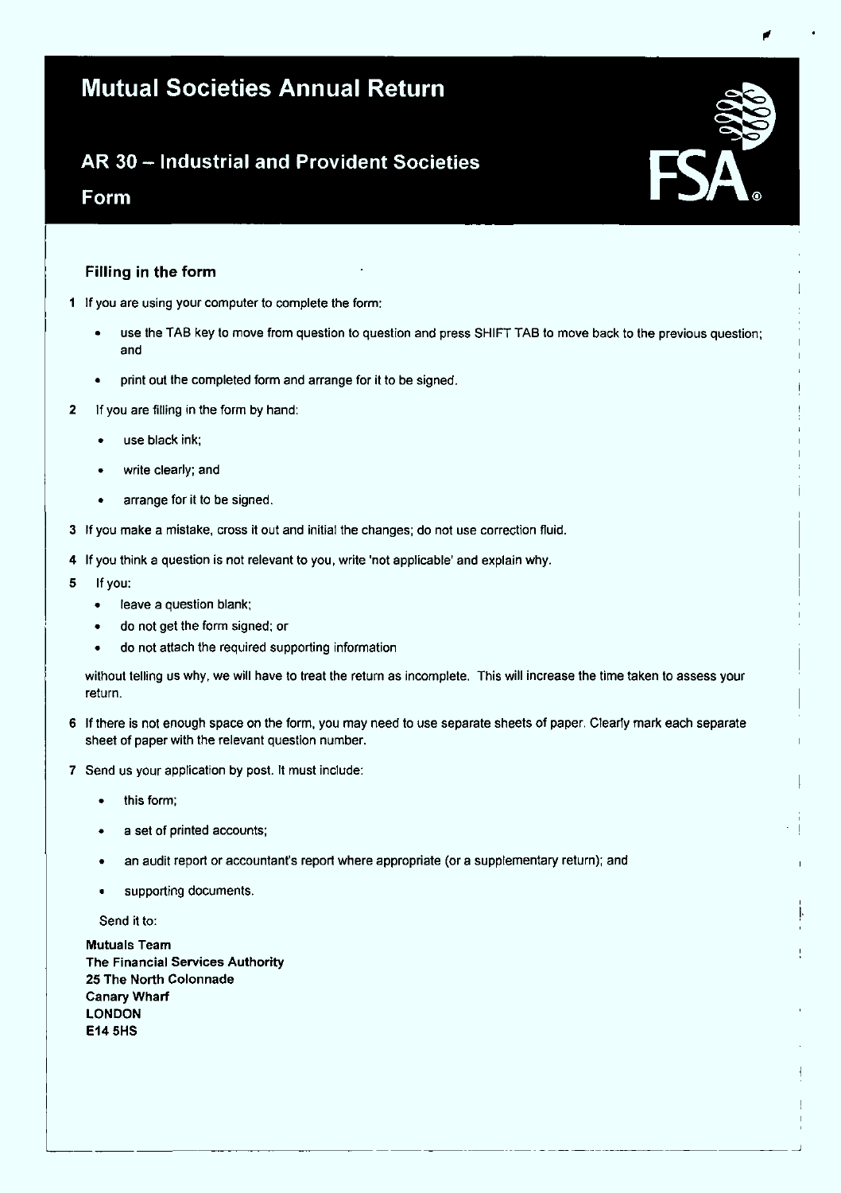# Mutual Societies Annual Return

## AR 30 – Industrial and Provident Societies

## Form

### Filling in the form

1 If you are using your computer to complete the form:

- use the TAB key to move from question to question and press SHIFT TAB to move back to the previous question; and
- print out the completed form and arrange for it to be signed.

2 If you are filling in the form by hand:

- use black ink;
- write clearly; and
- arrange for it to be signed.

3 If you make a mistake, cross it out and initial the changes; do not use correction fluid.

4 If you think a question is not relevant to you, write 'not applicable' and explain why.

5 If you:

- leave a question blank;
- do not get the form signed; or
- do not attach the required supporting information

without telling us why, we will have to treat the return as incomplete. This will increase the time taken to assess your return.

6 If there is not enough space on the form, you may need to use separate sheets of paper. Clearly mark each separate sheet of paper with the relevant question number.

7 Send us your application by post. It must include:

- this form;
- a set of printed accounts;
- an audit report or accountant's report where appropriate (or a supplementary return); and
- supporting documents.

Send it to:

**Mutuals Team**
**The Financial Services Authority**
**25 The North Colonnade**
**Canary Wharf**
**LONDON**
**E14 5HS**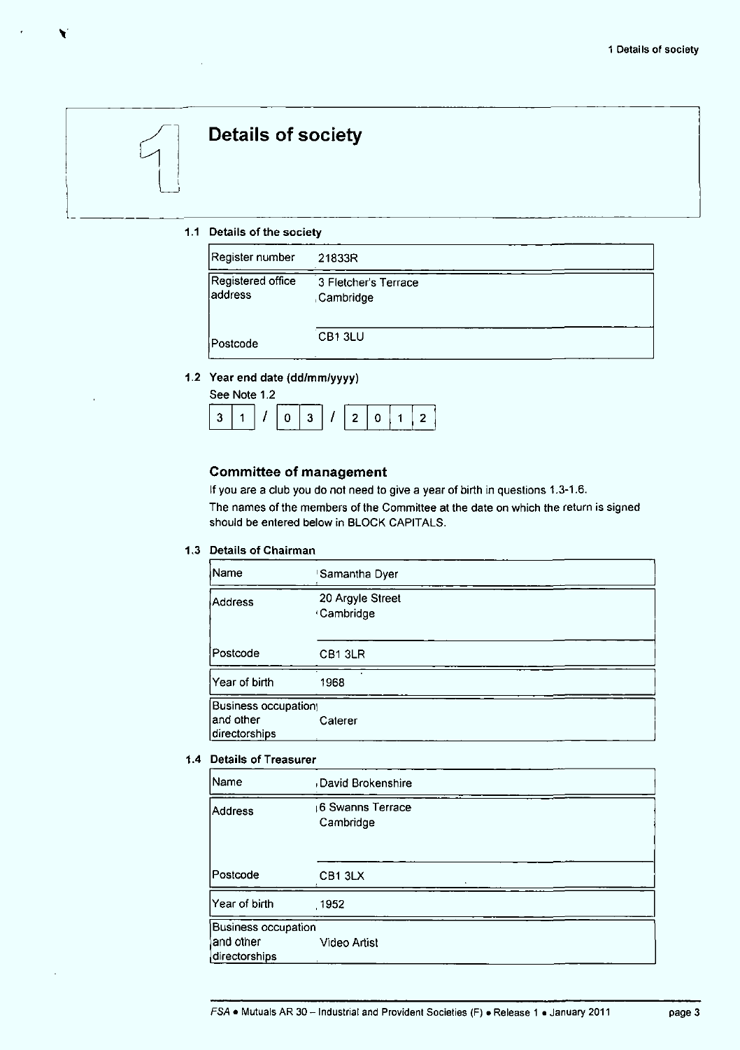# 1 Details of society

### 1.1 Details of the society

| | |
|---|---|
| Register number | 21833R |
| Registered office address | 3 Fletcher's Terrace<br>Cambridge |
| Postcode | CB1 3LU |

### 1.2 Year end date (dd/mm/yyyy)

See Note 1.2

31 / 03 / 2012

## Committee of management

If you are a club you do not need to give a year of birth in questions 1.3-1.6.

The names of the members of the Committee at the date on which the return is signed should be entered below in BLOCK CAPITALS.

### 1.3 Details of Chairman

| | |
|---|---|
| Name | Samantha Dyer |
| Address | 20 Argyle Street<br>Cambridge |
| Postcode | CB1 3LR |
| Year of birth | 1968 |
| Business occupation and other directorships | Caterer |

### 1.4 Details of Treasurer

| | |
|---|---|
| Name | David Brokenshire |
| Address | 6 Swanns Terrace<br>Cambridge |
| Postcode | CB1 3LX |
| Year of birth | 1952 |
| Business occupation and other directorships | Video Artist |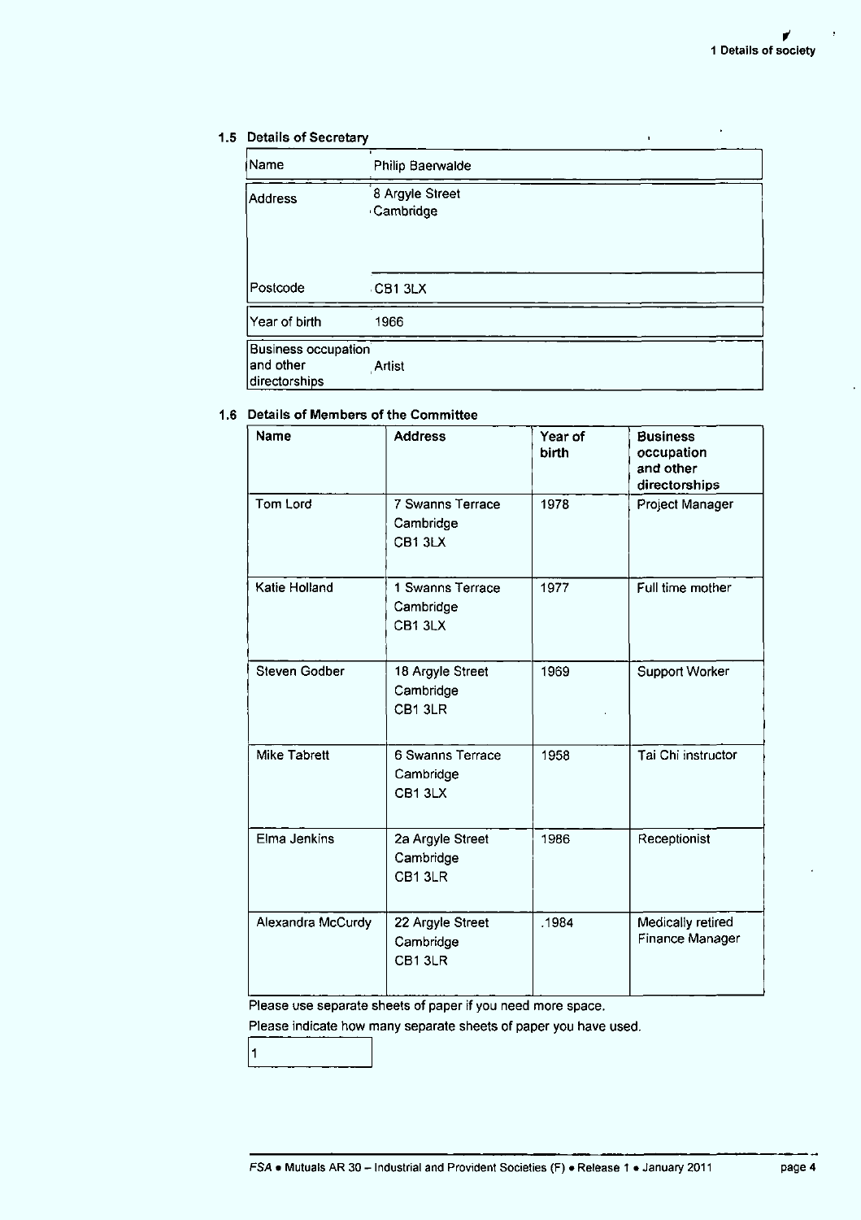### 1.5 Details of Secretary

| | |
|---|---|
| Name | Philip Baerwalde |
| Address | 8 Argyle Street<br>Cambridge |
| Postcode | CB1 3LX |
| Year of birth | 1966 |
| Business occupation and other directorships | Artist |

### 1.6 Details of Members of the Committee

| Name | Address | Year of birth | Business occupation and other directorships |
|---|---|---|---|
| Tom Lord | 7 Swanns Terrace<br>Cambridge<br>CB1 3LX | 1978 | Project Manager |
| Katie Holland | 1 Swanns Terrace<br>Cambridge<br>CB1 3LX | 1977 | Full time mother |
| Steven Godber | 18 Argyle Street<br>Cambridge<br>CB1 3LR | 1969 | Support Worker |
| Mike Tabrett | 6 Swanns Terrace<br>Cambridge<br>CB1 3LX | 1958 | Tai Chi instructor |
| Elma Jenkins | 2a Argyle Street<br>Cambridge<br>CB1 3LR | 1986 | Receptionist |
| Alexandra McCurdy | 22 Argyle Street<br>Cambridge<br>CB1 3LR | .1984 | Medically retired Finance Manager |

Please use separate sheets of paper if you need more space.

Please indicate how many separate sheets of paper you have used.

1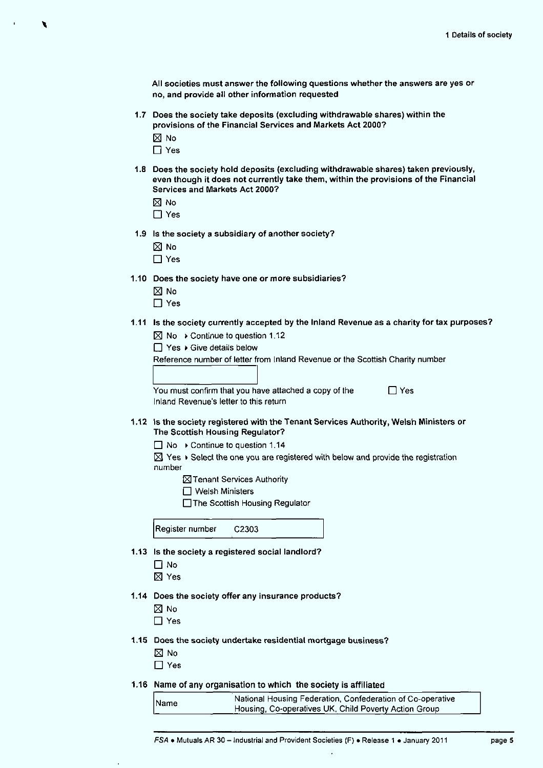All societies must answer the following questions whether the answers are yes or no, and provide all other information requested

**1.7 Does the society take deposits (excluding withdrawable shares) within the provisions of the Financial Services and Markets Act 2000?**

☒ No
☐ Yes

**1.8 Does the society hold deposits (excluding withdrawable shares) taken previously, even though it does not currently take them, within the provisions of the Financial Services and Markets Act 2000?**

☒ No
☐ Yes

**1.9 Is the society a subsidiary of another society?**

☒ No
☐ Yes

**1.10 Does the society have one or more subsidiaries?**

☒ No
☐ Yes

**1.11 Is the society currently accepted by the Inland Revenue as a charity for tax purposes?**

☒ No ▸ Continue to question 1.12
☐ Yes ▸ Give details below

Reference number of letter from Inland Revenue or the Scottish Charity number

| |
|---|
| |

You must confirm that you have attached a copy of the Inland Revenue's letter to this return ☐ Yes

**1.12 Is the society registered with the Tenant Services Authority, Welsh Ministers or The Scottish Housing Regulator?**

☐ No ▸ Continue to question 1.14
☒ Yes ▸ Select the one you are registered with below and provide the registration number

☒ Tenant Services Authority
☐ Welsh Ministers
☐ The Scottish Housing Regulator

| Register number | C2303 |
|---|---|

**1.13 Is the society a registered social landlord?**

☐ No
☒ Yes

**1.14 Does the society offer any insurance products?**

☒ No
☐ Yes

**1.15 Does the society undertake residential mortgage business?**

☒ No
☐ Yes

**1.16 Name of any organisation to which the society is affiliated**

| Name | National Housing Federation, Confederation of Co-operative Housing, Co-operatives UK, Child Poverty Action Group |
|---|---|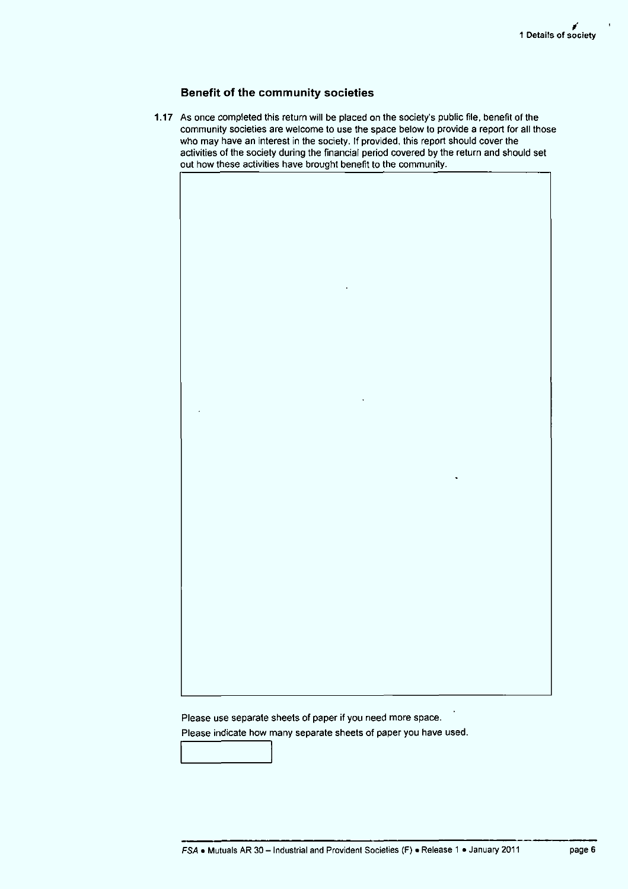### Benefit of the community societies

**1.17** As once completed this return will be placed on the society's public file, benefit of the community societies are welcome to use the space below to provide a report for all those who may have an interest in the society. If provided, this report should cover the activities of the society during the financial period covered by the return and should set out how these activities have brought benefit to the community.

Please use separate sheets of paper if you need more space.

Please indicate how many separate sheets of paper you have used.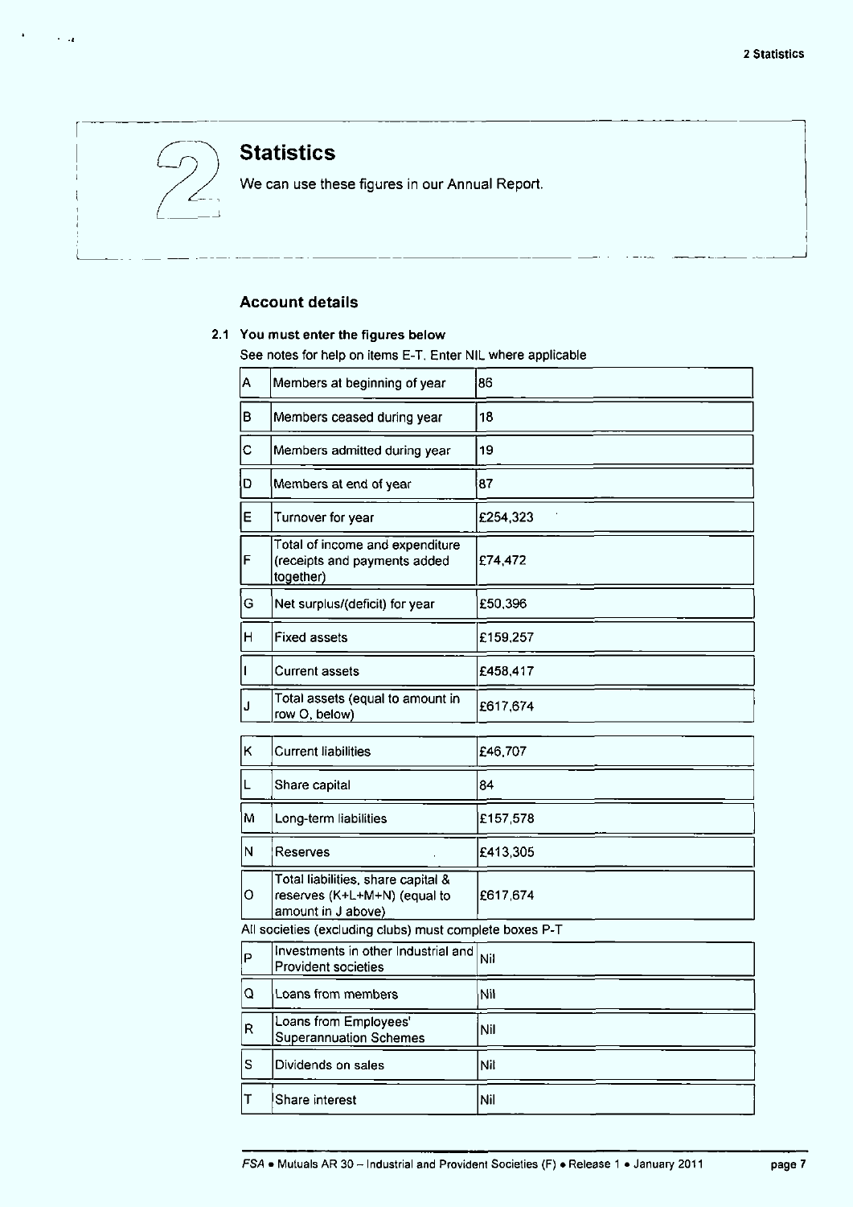# 2 Statistics

We can use these figures in our Annual Report.

## Account details

**2.1 You must enter the figures below**

See notes for help on items E-T. Enter NIL where applicable

| | | |
|---|---|---|
| A | Members at beginning of year | 86 |
| B | Members ceased during year | 18 |
| C | Members admitted during year | 19 |
| D | Members at end of year | 87 |
| E | Turnover for year | £254,323 |
| F | Total of income and expenditure (receipts and payments added together) | £74,472 |
| G | Net surplus/(deficit) for year | £50,396 |
| H | Fixed assets | £159,257 |
| I | Current assets | £458,417 |
| J | Total assets (equal to amount in row O, below) | £617,674 |
| K | Current liabilities | £46,707 |
| L | Share capital | 84 |
| M | Long-term liabilities | £157,578 |
| N | Reserves | £413,305 |
| O | Total liabilities, share capital & reserves (K+L+M+N) (equal to amount in J above) | £617,674 |

All societies (excluding clubs) must complete boxes P-T

| | | |
|---|---|---|
| P | Investments in other Industrial and Provident societies | Nil |
| Q | Loans from members | Nil |
| R | Loans from Employees' Superannuation Schemes | Nil |
| S | Dividends on sales | Nil |
| T | Share interest | Nil |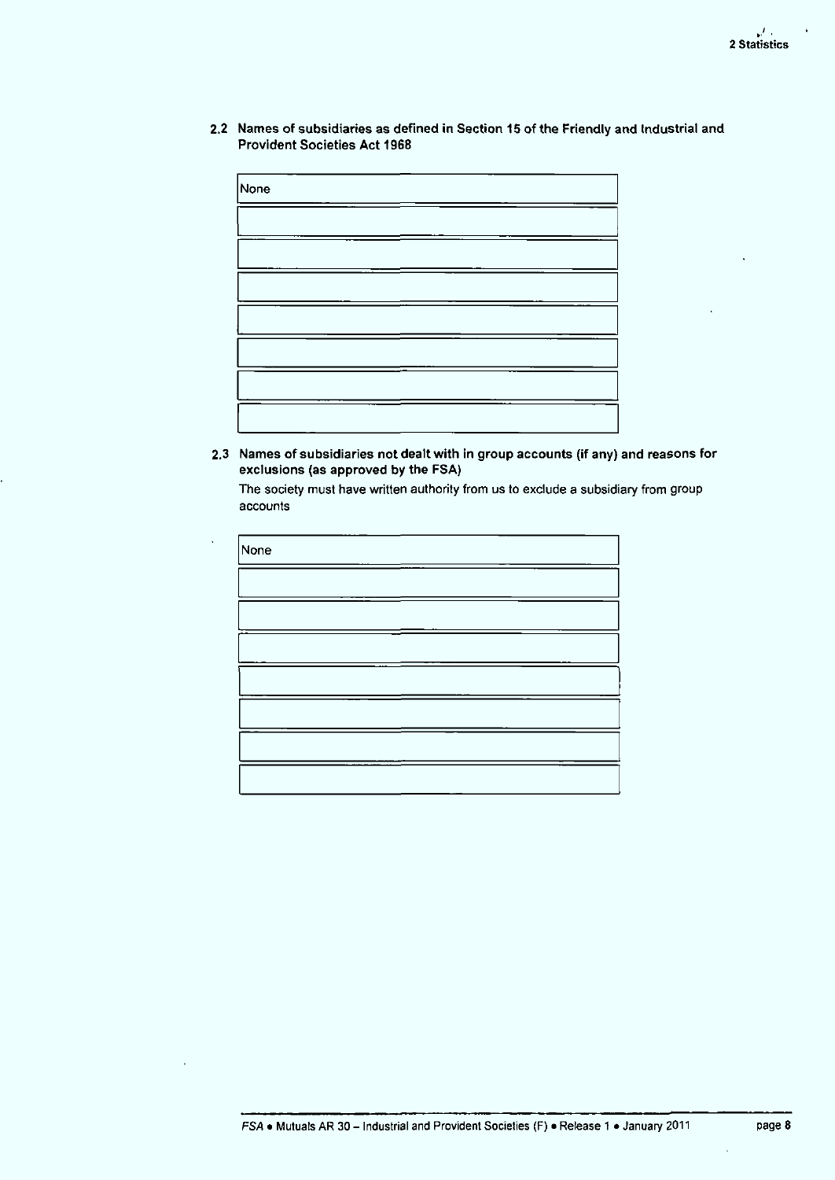### 2.2 Names of subsidiaries as defined in Section 15 of the Friendly and Industrial and Provident Societies Act 1968

| |
|---|
| None |
| |
| |
| |
| |
| |
| |
| |

### 2.3 Names of subsidiaries not dealt with in group accounts (if any) and reasons for exclusions (as approved by the FSA)

The society must have written authority from us to exclude a subsidiary from group accounts

| |
|---|
| None |
| |
| |
| |
| |
| |
| |
| |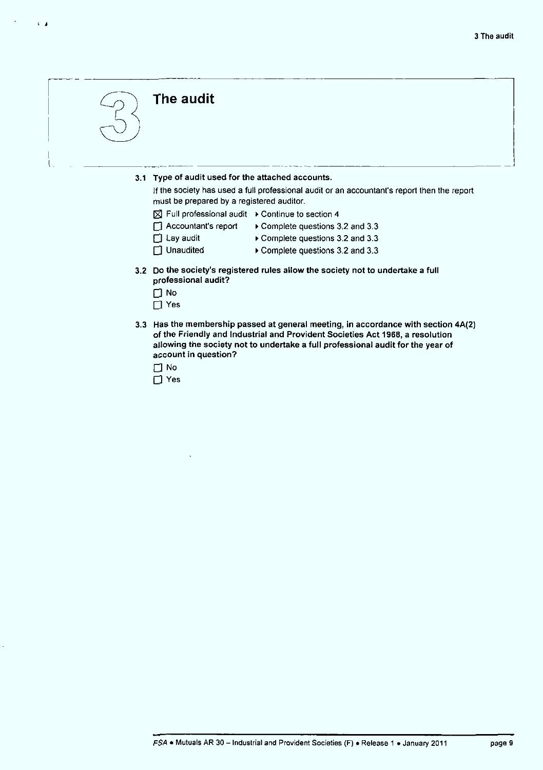# 3 The audit

**3.1 Type of audit used for the attached accounts.**

If the society has used a full professional audit or an accountant's report then the report must be prepared by a registered auditor.

- ☒ Full professional audit ▸ Continue to section 4
- ☐ Accountant's report ▸ Complete questions 3.2 and 3.3
- ☐ Lay audit ▸ Complete questions 3.2 and 3.3
- ☐ Unaudited ▸ Complete questions 3.2 and 3.3

**3.2 Do the society's registered rules allow the society not to undertake a full professional audit?**

- ☐ No
- ☐ Yes

**3.3 Has the membership passed at general meeting, in accordance with section 4A(2) of the Friendly and Industrial and Provident Societies Act 1968, a resolution allowing the society not to undertake a full professional audit for the year of account in question?**

- ☐ No
- ☐ Yes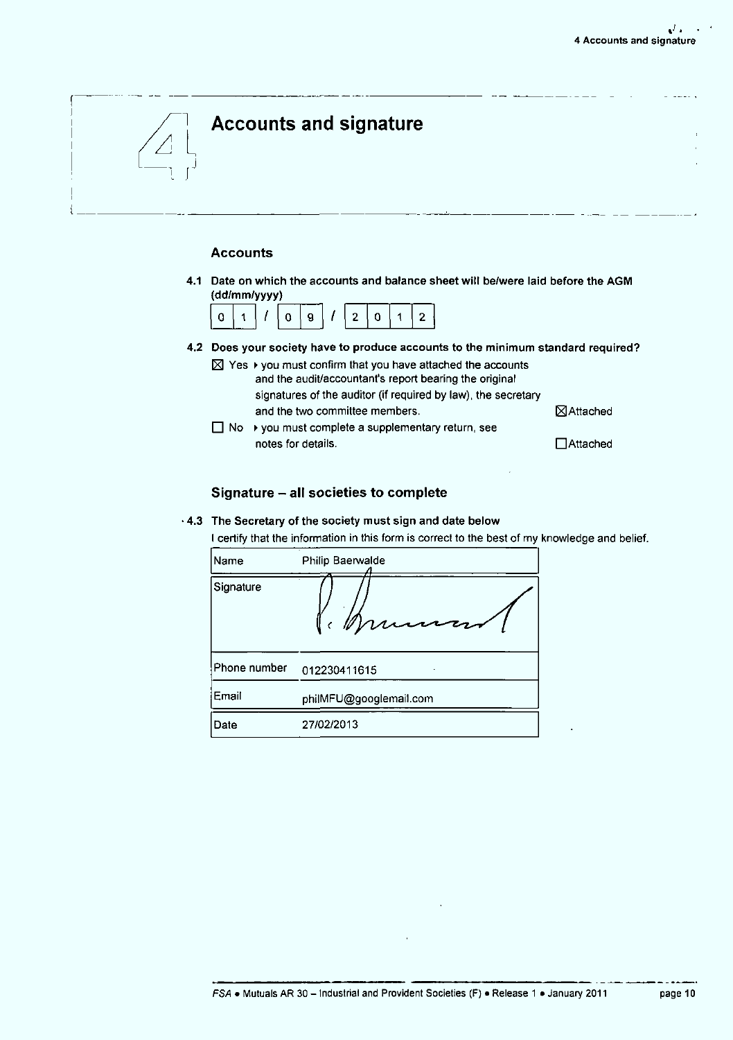# 4 Accounts and signature

## Accounts

**4.1 Date on which the accounts and balance sheet will be/were laid before the AGM (dd/mm/yyyy)**

01 / 09 / 2012

**4.2 Does your society have to produce accounts to the minimum standard required?**

☒ Yes ▸ you must confirm that you have attached the accounts and the audit/accountant's report bearing the original signatures of the auditor (if required by law), the secretary and the two committee members. ☒ Attached

☐ No ▸ you must complete a supplementary return, see notes for details. ☐ Attached

## Signature – all societies to complete

**4.3 The Secretary of the society must sign and date below**

I certify that the information in this form is correct to the best of my knowledge and belief.

| | |
|---|---|
| Name | Philip Baerwalde |
| Signature | *(signature)* |
| Phone number | 012230411615 |
| Email | philMFU@googlemail.com |
| Date | 27/02/2013 |

*FSA • Mutuals AR 30 – Industrial and Provident Societies (F) • Release 1 • January 2011*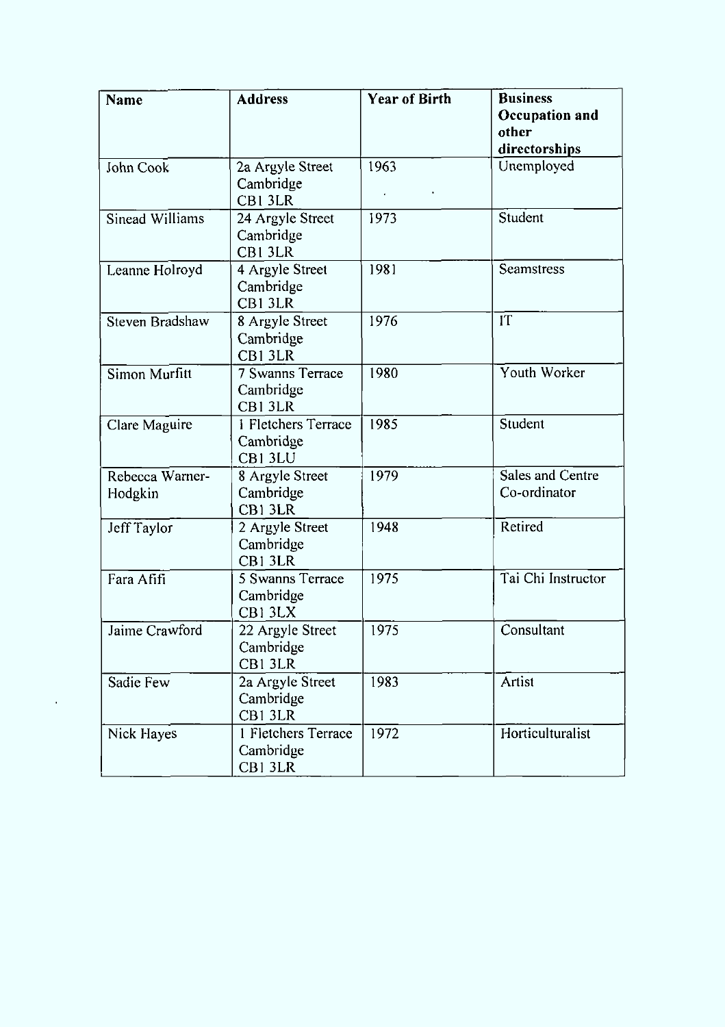| Name | Address | Year of Birth | Business Occupation and other directorships |
|---|---|---|---|
| John Cook | 2a Argyle Street Cambridge CB1 3LR | 1963 | Unemployed |
| Sinead Williams | 24 Argyle Street Cambridge CB1 3LR | 1973 | Student |
| Leanne Holroyd | 4 Argyle Street Cambridge CB1 3LR | 1981 | Seamstress |
| Steven Bradshaw | 8 Argyle Street Cambridge CB1 3LR | 1976 | IT |
| Simon Murfitt | 7 Swanns Terrace Cambridge CB1 3LR | 1980 | Youth Worker |
| Clare Maguire | 1 Fletchers Terrace Cambridge CB1 3LU | 1985 | Student |
| Rebecca Warner-Hodgkin | 8 Argyle Street Cambridge CB1 3LR | 1979 | Sales and Centre Co-ordinator |
| Jeff Taylor | 2 Argyle Street Cambridge CB1 3LR | 1948 | Retired |
| Fara Afifi | 5 Swanns Terrace Cambridge CB1 3LX | 1975 | Tai Chi Instructor |
| Jaime Crawford | 22 Argyle Street Cambridge CB1 3LR | 1975 | Consultant |
| Sadie Few | 2a Argyle Street Cambridge CB1 3LR | 1983 | Artist |
| Nick Hayes | 1 Fletchers Terrace Cambridge CB1 3LR | 1972 | Horticulturalist |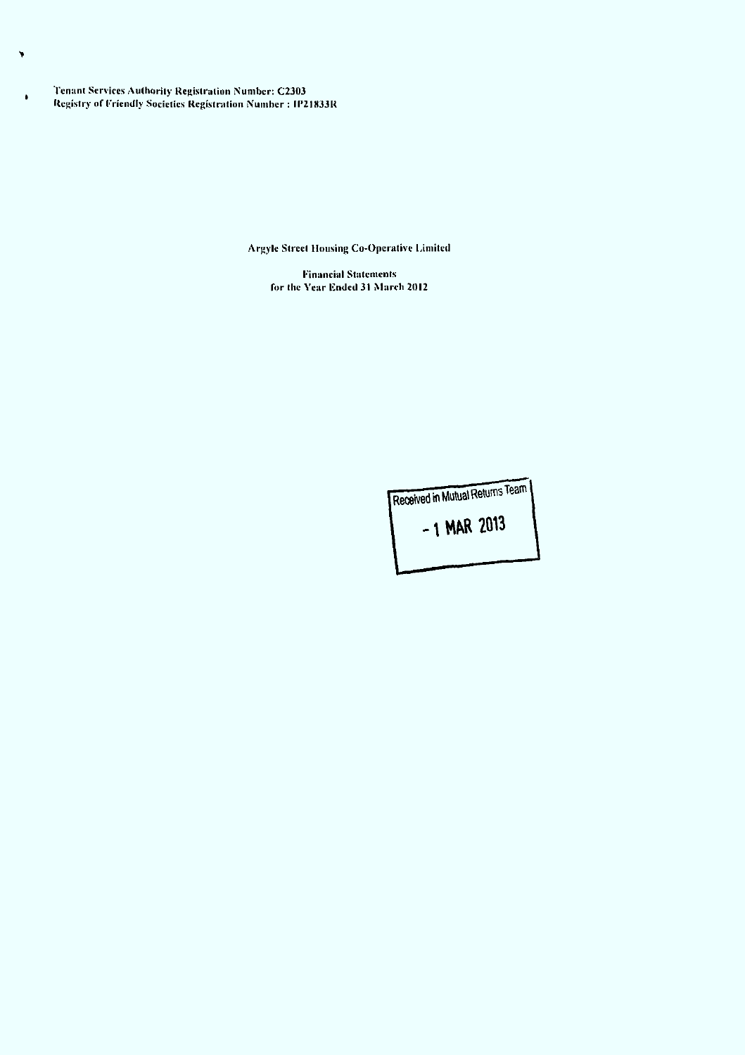Tenant Services Authority Registration Number: C2303
Registry of Friendly Societies Registration Number : IP21833R

# Argyle Street Housing Co-Operative Limited

Financial Statements
for the Year Ended 31 March 2012

Received in Mutual Returns Team

- 1 MAR 2013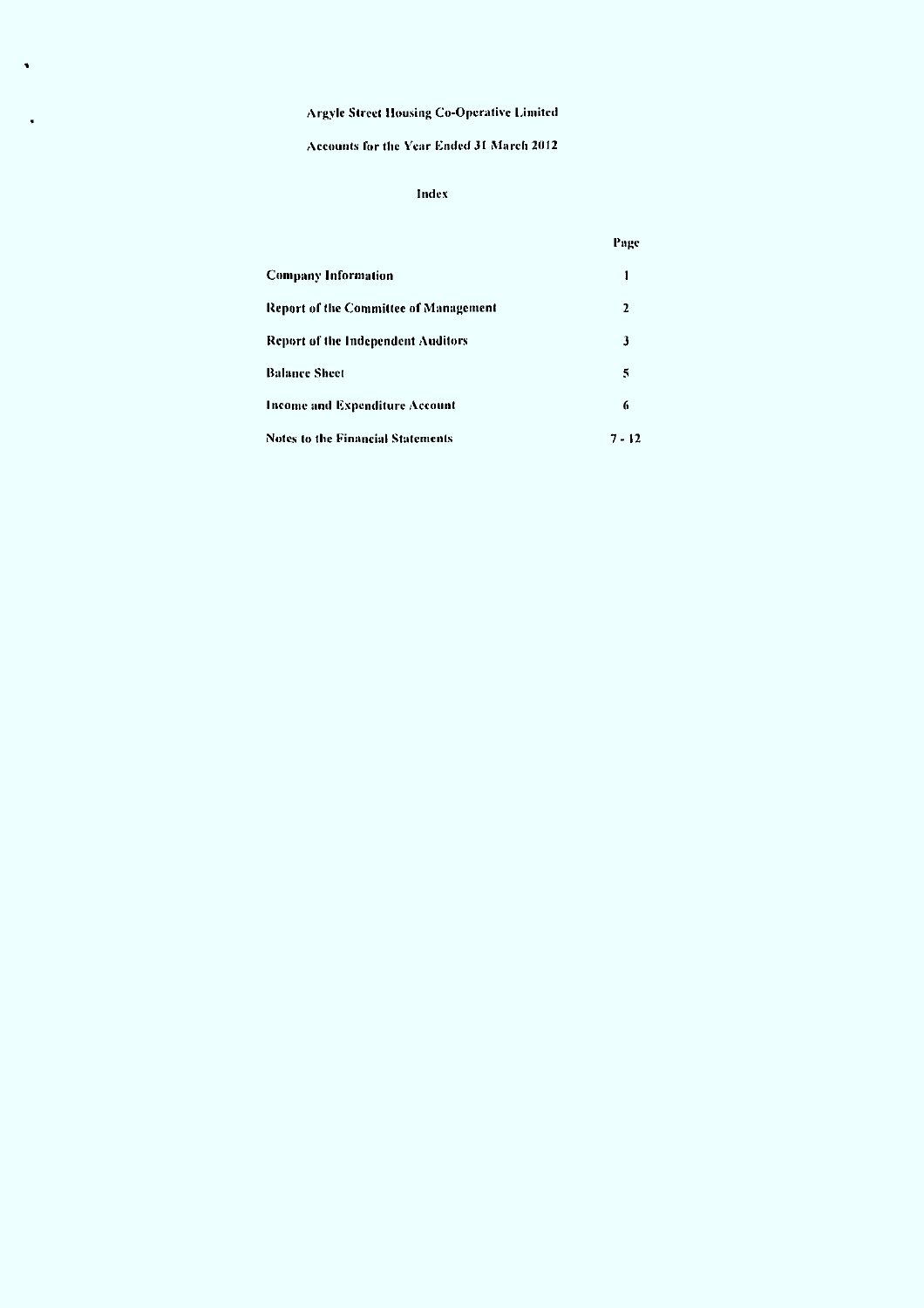# Argyle Street Housing Co-Operative Limited

## Accounts for the Year Ended 31 March 2012

### Index

| | Page |
|---|---|
| **Company Information** | 1 |
| **Report of the Committee of Management** | 2 |
| **Report of the Independent Auditors** | 3 |
| **Balance Sheet** | 5 |
| **Income and Expenditure Account** | 6 |
| **Notes to the Financial Statements** | 7 - 12 |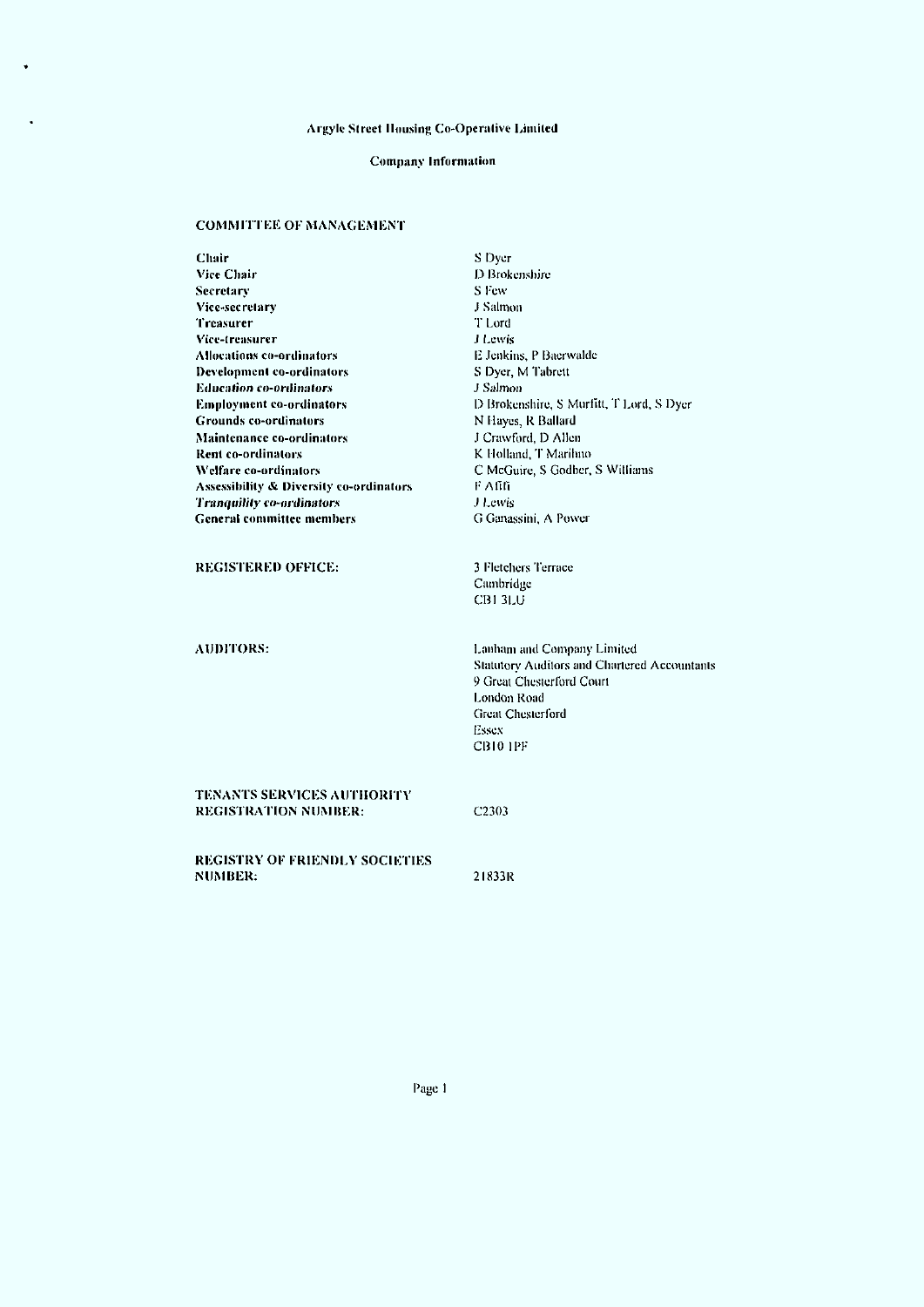# Argyle Street Housing Co-Operative Limited

## Company Information

### COMMITTEE OF MANAGEMENT

| | |
|---|---|
| **Chair** | S Dyer |
| **Vice Chair** | D Brokenshire |
| **Secretary** | S Few |
| **Vice-secretary** | J Salmon |
| **Treasurer** | T Lord |
| **Vice-treasurer** | J Lewis |
| **Allocations co-ordinators** | E Jenkins, P Baerwalde |
| **Development co-ordinators** | S Dyer, M Tabrett |
| ***Education co-ordinators*** | J Salmon |
| **Employment co-ordinators** | D Brokenshire, S Murfitt, T Lord, S Dyer |
| **Grounds co-ordinators** | N Hayes, R Ballard |
| **Maintenance co-ordinators** | J Crawford, D Allen |
| **Rent co-ordinators** | K Holland, T Marihno |
| **Welfare co-ordinators** | C McGuire, S Godber, S Williams |
| **Assessibility & Diversity co-ordinators** | F Afifi |
| ***Tranquility co-ordinators*** | J Lewis |
| **General committee members** | G Ganassini, A Power |

| | |
|---|---|
| **REGISTERED OFFICE:** | 3 Fletchers Terrace<br>Cambridge<br>CB1 3LU |
| **AUDITORS:** | Lanham and Company Limited<br>Statutory Auditors and Chartered Accountants<br>9 Great Chesterford Court<br>London Road<br>Great Chesterford<br>Essex<br>CB10 1PF |
| **TENANTS SERVICES AUTHORITY REGISTRATION NUMBER:** | C2303 |
| **REGISTRY OF FRIENDLY SOCIETIES NUMBER:** | 21833R |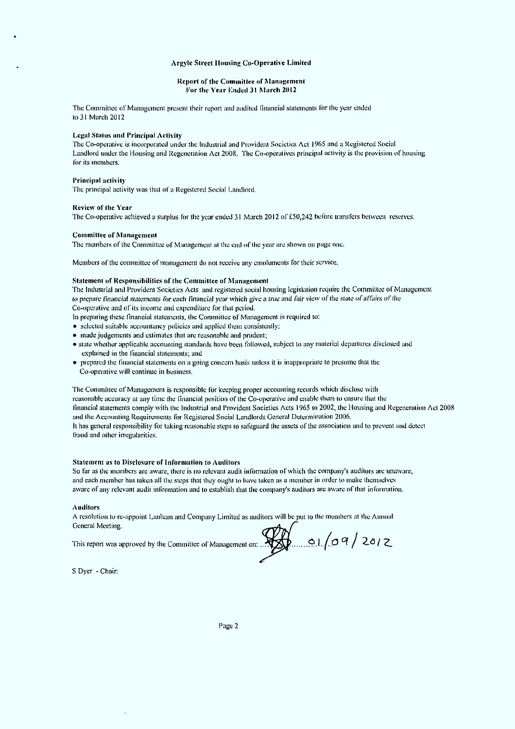# Argyle Street Housing Co-Operative Limited

## Report of the Committee of Management
## For the Year Ended 31 March 2012

The Committee of Management present their report and audited financial statements for the year ended to 31 March 2012

### Legal Status and Principal Activity

The Co-operative is incorporated under the Industrial and Provident Societies Act 1965 and a Registered Social Landlord under the Housing and Regeneration Act 2008. The Co-operatives principal activity is the provision of housing for its members.

### Principal activity

The principal activity was that of a Registered Social Landlord.

### Review of the Year

The Co-operative achieved a surplus for the year ended 31 March 2012 of £50,242 before transfers between reserves.

### Committee of Management

The members of the Committee of Management at the end of the year are shown on page one.

Members of the committee of management do not receive any emoluments for their service.

### Statement of Responsibilities of the Committee of Management

The Industrial and Provident Societies Acts and registered social housing legislation require the Committee of Management to prepare financial statements for each financial year which give a true and fair view of the state of affairs of the Co-operative and of its income and expenditure for that period.

In preparing these financial statements, the Committee of Management is required to:

- selected suitable accountancy policies and applied them consistently;
- made judgements and estimates that are reasonable and prudent;
- state whether applicable accounting standards have been followed, subject to any material departures disclosed and explained in the financial statements; and
- prepared the financial statements on a going concern basis unless it is inappropriate to presume that the Co-operative will continue in business.

The Committee of Management is responsible for keeping proper accounting records which disclose with reasonable accuracy at any time the financial position of the Co-operative and enable them to ensure that the financial statements comply with the Industrial and Provident Societies Acts 1965 to 2002, the Housing and Regeneration Act 2008 and the Accounting Requirements for Registered Social Landlords General Determination 2006.

It has general responsibility for taking reasonable steps to safeguard the assets of the association and to prevent and detect fraud and other irregularities.

### Statement as to Disclosure of Information to Auditors

So far as the members are aware, there is no relevant audit information of which the company's auditors are unaware, and each member has taken all the steps that they ought to have taken as a member in order to make themselves aware of any relevant audit information and to establish that the company's auditors are aware of that information.

### Auditors

A resolution to re-appoint Lanham and Company Limited as auditors will be put to the members at the Annual General Meeting.

This report was approved by the Committee of Management on: 01/09/2012

S Dyer - Chair: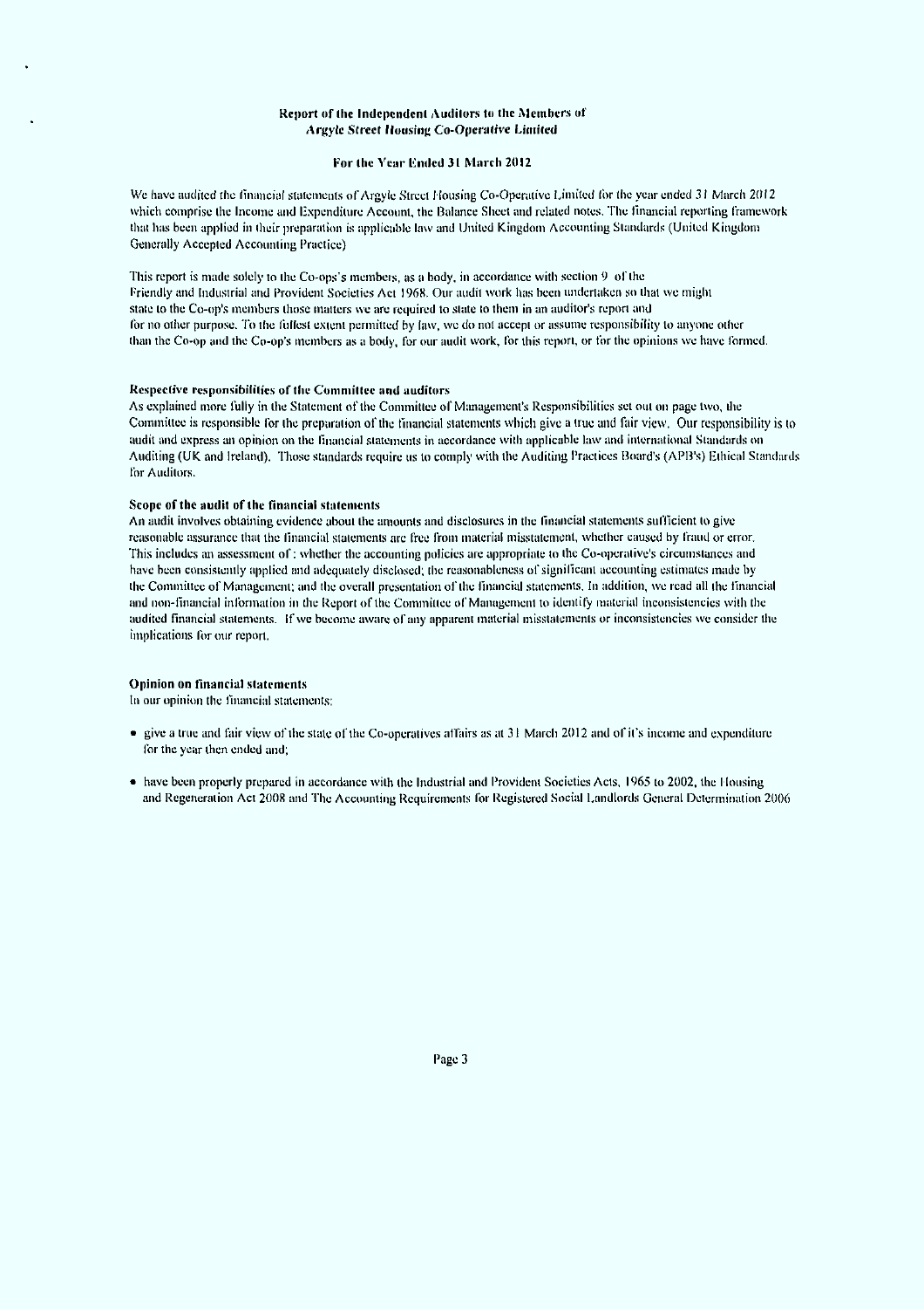## Report of the Independent Auditors to the Members of *Argyle Street Housing Co-Operative Limited*

### For the Year Ended 31 March 2012

We have audited the financial statements of Argyle Street Housing Co-Operative Limited for the year ended 31 March 2012 which comprise the Income and Expenditure Account, the Balance Sheet and related notes. The financial reporting framework that has been applied in their preparation is applicable law and United Kingdom Accounting Standards (United Kingdom Generally Accepted Accounting Practice)

This report is made solely to the Co-ops's members, as a body, in accordance with section 9 of the Friendly and Industrial and Provident Societies Act 1968. Our audit work has been undertaken so that we might state to the Co-op's members those matters we are required to state to them in an auditor's report and for no other purpose. To the fullest extent permitted by law, we do not accept or assume responsibility to anyone other than the Co-op and the Co-op's members as a body, for our audit work, for this report, or for the opinions we have formed.

**Respective responsibilities of the Committee and auditors**

As explained more fully in the Statement of the Committee of Management's Responsibilities set out on page two, the Committee is responsible for the preparation of the financial statements which give a true and fair view. Our responsibility is to audit and express an opinion on the financial statements in accordance with applicable law and international Standards on Auditing (UK and Ireland). Those standards require us to comply with the Auditing Practices Board's (APB's) Ethical Standards for Auditors.

**Scope of the audit of the financial statements**

An audit involves obtaining evidence about the amounts and disclosures in the financial statements sufficient to give reasonable assurance that the financial statements are free from material misstatement, whether caused by fraud or error. This includes an assessment of : whether the accounting policies are appropriate to the Co-operative's circumstances and have been consistently applied and adequately disclosed; the reasonableness of significant accounting estimates made by the Committee of Management; and the overall presentation of the financial statements. In addition, we read all the financial and non-financial information in the Report of the Committee of Management to identify material inconsistencies with the audited financial statements. If we become aware of any apparent material misstatements or inconsistencies we consider the implications for our report.

**Opinion on financial statements**

In our opinion the financial statements:

- give a true and fair view of the state of the Co-operatives affairs as at 31 March 2012 and of it's income and expenditure for the year then ended and;
- have been properly prepared in accordance with the Industrial and Provident Societies Acts, 1965 to 2002, the Housing and Regeneration Act 2008 and The Accounting Requirements for Registered Social Landlords General Determination 2006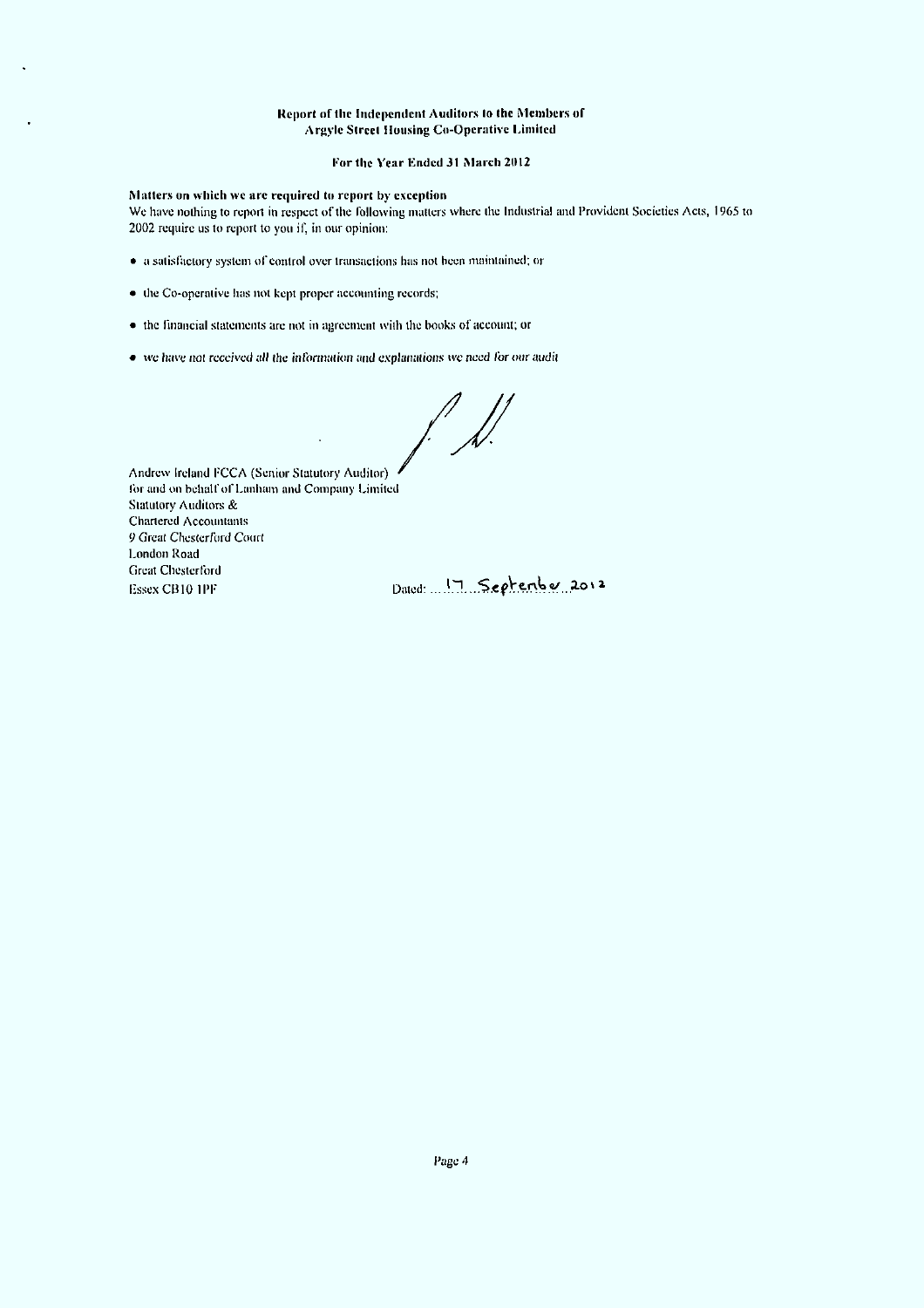**Report of the Independent Auditors to the Members of Argyle Street Housing Co-Operative Limited**

**For the Year Ended 31 March 2012**

**Matters on which we are required to report by exception**

We have nothing to report in respect of the following matters where the Industrial and Provident Societies Acts, 1965 to 2002 require us to report to you if, in our opinion:

- a satisfactory system of control over transactions has not been maintained; or
- the Co-operative has not kept proper accounting records;
- the financial statements are not in agreement with the books of account; or
- we have not received all the information and explanations we need for our audit

Andrew Ireland FCCA (Senior Statutory Auditor)
for and on behalf of Lanham and Company Limited
Statutory Auditors &
Chartered Accountants
9 Great Chesterford Court
London Road
Great Chesterford
Essex CB10 1PF

Dated: 17 September 2012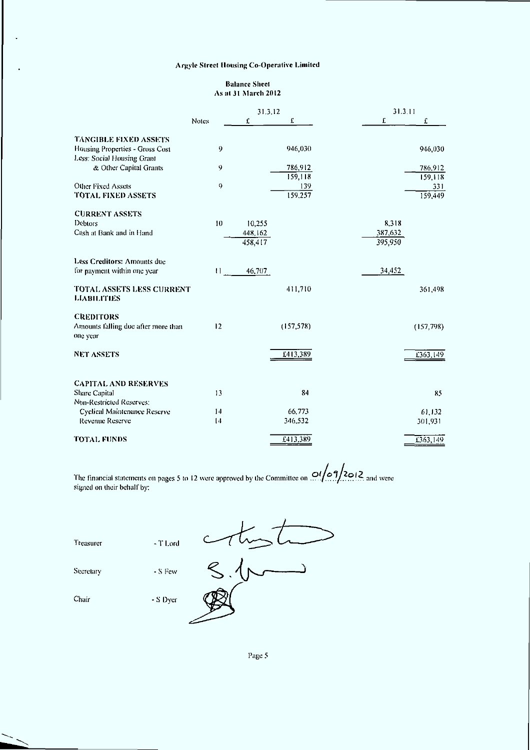# Argyle Street Housing Co-Operative Limited

## Balance Sheet
### As at 31 March 2012

| | Notes | 31.3.12 £ | 31.3.12 £ | 31.3.11 £ | 31.3.11 £ |
|---|---|---|---|---|---|
| **TANGIBLE FIXED ASSETS** | | | | | |
| Housing Properties - Gross Cost | 9 | | 946,030 | | 946,030 |
| Less: Social Housing Grant & Other Capital Grants | 9 | | 786,912 | | 786,912 |
| | | | 159,118 | | 159,118 |
| Other Fixed Assets | 9 | | 139 | | 331 |
| **TOTAL FIXED ASSETS** | | | 159,257 | | 159,449 |
| **CURRENT ASSETS** | | | | | |
| Debtors | 10 | 10,255 | | 8,318 | |
| Cash at Bank and in Hand | | 448,162 | | 387,632 | |
| | | 458,417 | | 395,950 | |
| Less Creditors: Amounts due for payment within one year | 11 | 46,707 | | 34,452 | |
| **TOTAL ASSETS LESS CURRENT LIABILITIES** | | | 411,710 | | 361,498 |
| **CREDITORS** | | | | | |
| Amounts falling due after more than one year | 12 | | (157,578) | | (157,798) |
| **NET ASSETS** | | | £413,389 | | £363,149 |
| **CAPITAL AND RESERVES** | | | | | |
| Share Capital | 13 | | 84 | | 85 |
| Non-Restricted Reserves: | | | | | |
| Cyclical Maintenance Reserve | 14 | | 66,773 | | 61,132 |
| Revenue Reserve | 14 | | 346,532 | | 301,931 |
| **TOTAL FUNDS** | | | £413,389 | | £363,149 |

The financial statements on pages 5 to 12 were approved by the Committee on 01/09/2012 and were signed on their behalf by:

Treasurer - T Lord

Secretary - S Few

Chair - S Dyer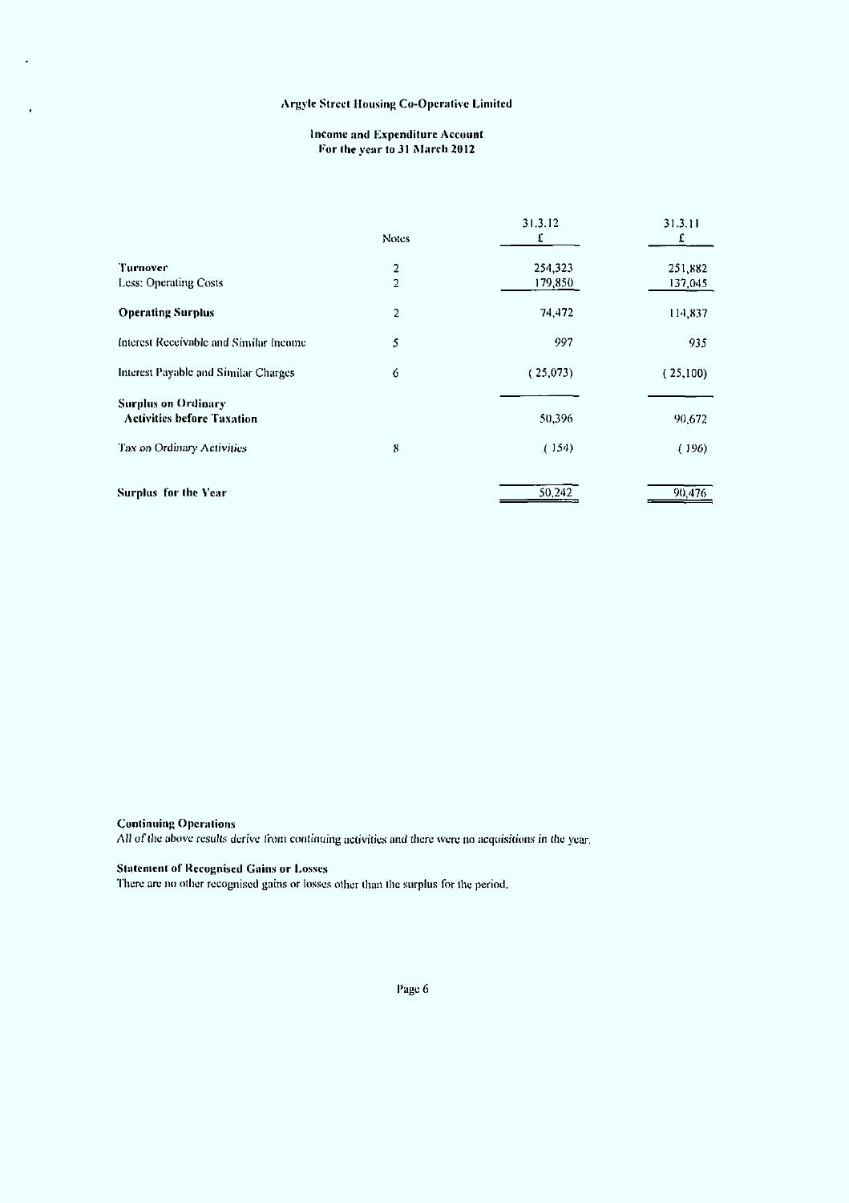# Argyle Street Housing Co-Operative Limited

## Income and Expenditure Account
### For the year to 31 March 2012

| | Notes | 31.3.12 £ | 31.3.11 £ |
|---|---|---|---|
| **Turnover** | 2 | 254,323 | 251,882 |
| Less: Operating Costs | 2 | 179,850 | 137,045 |
| **Operating Surplus** | 2 | 74,472 | 114,837 |
| Interest Receivable and Similar Income | 5 | 997 | 935 |
| Interest Payable and Similar Charges | 6 | ( 25,073) | ( 25,100) |
| **Surplus on Ordinary Activities before Taxation** | | 50,396 | 90,672 |
| Tax on Ordinary Activities | 8 | ( 154) | ( 196) |
| **Surplus for the Year** | | 50,242 | 90,476 |

**Continuing Operations**
All of the above results derive from continuing activities and there were no acquisitions in the year.

**Statement of Recognised Gains or Losses**
There are no other recognised gains or losses other than the surplus for the period.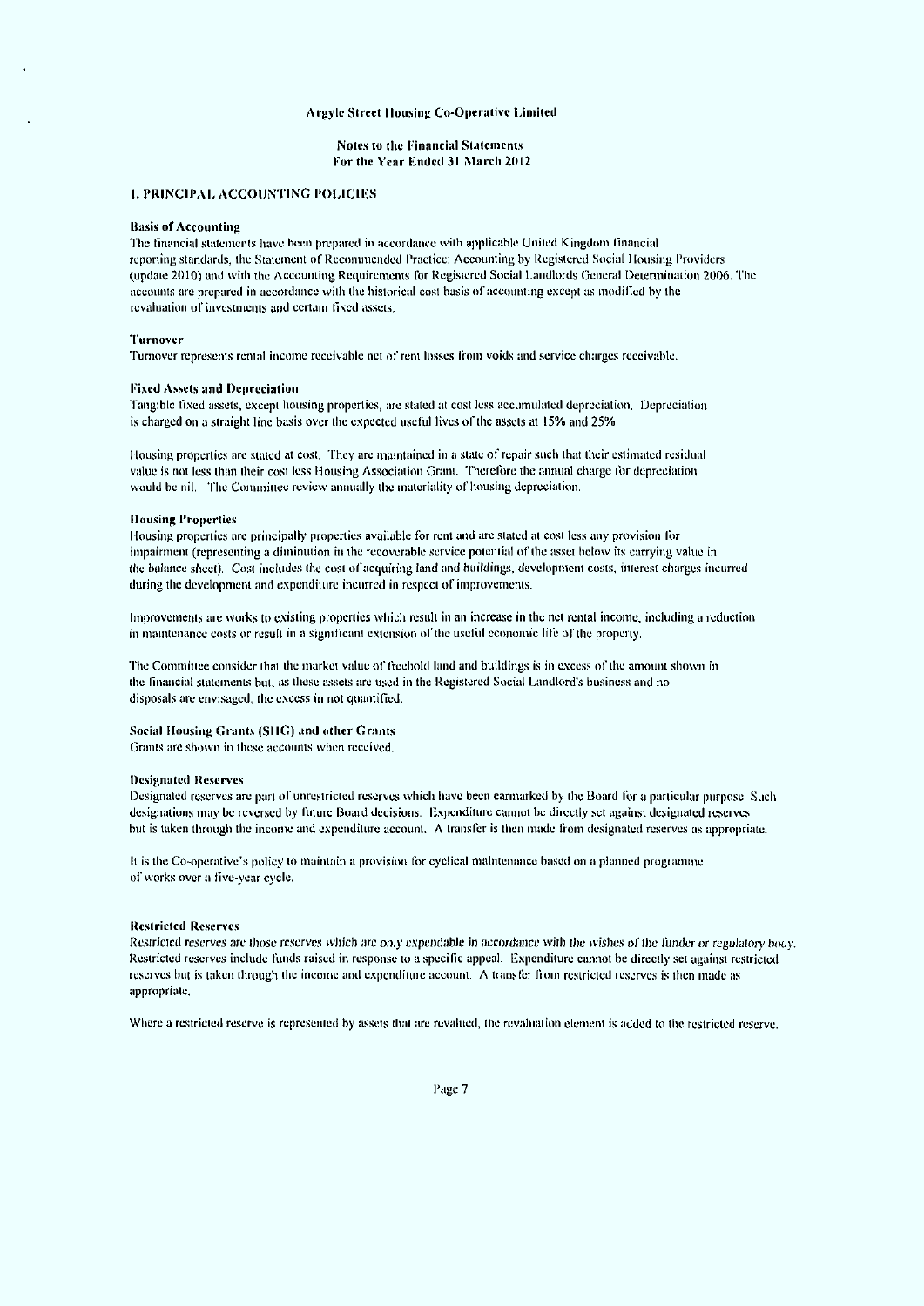# Argyle Street Housing Co-Operative Limited

## Notes to the Financial Statements
## For the Year Ended 31 March 2012

### 1. PRINCIPAL ACCOUNTING POLICIES

**Basis of Accounting**

The financial statements have been prepared in accordance with applicable United Kingdom financial reporting standards, the Statement of Recommended Practice: Accounting by Registered Social Housing Providers (update 2010) and with the Accounting Requirements for Registered Social Landlords General Determination 2006. The accounts are prepared in accordance with the historical cost basis of accounting except as modified by the revaluation of investments and certain fixed assets.

**Turnover**

Turnover represents rental income receivable net of rent losses from voids and service charges receivable.

**Fixed Assets and Depreciation**

Tangible fixed assets, except housing properties, are stated at cost less accumulated depreciation. Depreciation is charged on a straight line basis over the expected useful lives of the assets at 15% and 25%.

Housing properties are stated at cost. They are maintained in a state of repair such that their estimated residual value is not less than their cost less Housing Association Grant. Therefore the annual charge for depreciation would be nil. The Committee review annually the materiality of housing depreciation.

**Housing Properties**

Housing properties are principally properties available for rent and are stated at cost less any provision for impairment (representing a diminution in the recoverable service potential of the asset below its carrying value in the balance sheet). Cost includes the cost of acquiring land and buildings, development costs, interest charges incurred during the development and expenditure incurred in respect of improvements.

Improvements are works to existing properties which result in an increase in the net rental income, including a reduction in maintenance costs or result in a significant extension of the useful economic life of the property.

The Committee consider that the market value of freehold land and buildings is in excess of the amount shown in the financial statements but, as these assets are used in the Registered Social Landlord's business and no disposals are envisaged, the excess in not quantified.

**Social Housing Grants (SHG) and other Grants**

Grants are shown in these accounts when received.

**Designated Reserves**

Designated reserves are part of unrestricted reserves which have been earmarked by the Board for a particular purpose. Such designations may be reversed by future Board decisions. Expenditure cannot be directly set against designated reserves but is taken through the income and expenditure account. A transfer is then made from designated reserves as appropriate.

It is the Co-operative's policy to maintain a provision for cyclical maintenance based on a planned programme of works over a five-year cycle.

**Restricted Reserves**

Restricted reserves are those reserves which are only expendable in accordance with the wishes of the funder or regulatory body. Restricted reserves include funds raised in response to a specific appeal. Expenditure cannot be directly set against restricted reserves but is taken through the income and expenditure account. A transfer from restricted reserves is then made as appropriate.

Where a restricted reserve is represented by assets that are revalued, the revaluation element is added to the restricted reserve.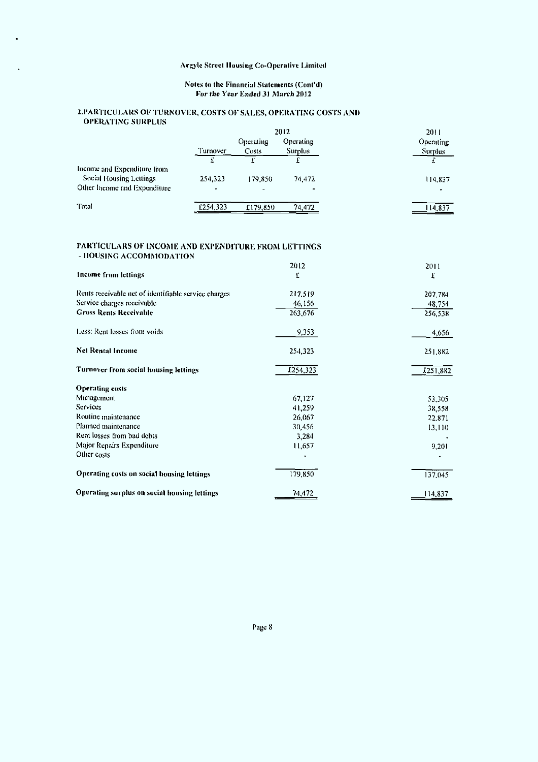Argyle Street Housing Co-Operative Limited

Notes to the Financial Statements (Cont'd)
For the Year Ended 31 March 2012

## 2. PARTICULARS OF TURNOVER, COSTS OF SALES, OPERATING COSTS AND OPERATING SURPLUS

| | 2012 | | | 2011 |
|---|---|---|---|---|
| | Turnover | Operating Costs | Operating Surplus | Operating Surplus |
| | £ | £ | £ | £ |
| Income and Expenditure from Social Housing Lettings | 254,323 | 179,850 | 74,472 | 114,837 |
| Other Income and Expenditure | - | - | - | - |
| Total | £254,323 | £179,850 | 74,472 | 114,837 |

## PARTICULARS OF INCOME AND EXPENDITURE FROM LETTINGS - HOUSING ACCOMMODATION

| | 2012 | 2011 |
|---|---|---|
| **Income from lettings** | £ | £ |
| Rents receivable net of identifiable service charges | 217,519 | 207,784 |
| Service charges receivable | 46,156 | 48,754 |
| **Gross Rents Receivable** | 263,676 | 256,538 |
| Less: Rent losses from voids | 9,353 | 4,656 |
| **Net Rental Income** | 254,323 | 251,882 |
| **Turnover from social housing lettings** | £254,323 | £251,882 |
| **Operating costs** | | |
| Management | 67,127 | 53,305 |
| Services | 41,259 | 38,558 |
| Routine maintenance | 26,067 | 22,871 |
| Planned maintenance | 30,456 | 13,110 |
| Rent losses from bad debts | 3,284 | - |
| Major Repairs Expenditure | 11,657 | 9,201 |
| Other costs | - | - |
| **Operating costs on social housing lettings** | 179,850 | 137,045 |
| **Operating surplus on social housing lettings** | 74,472 | 114,837 |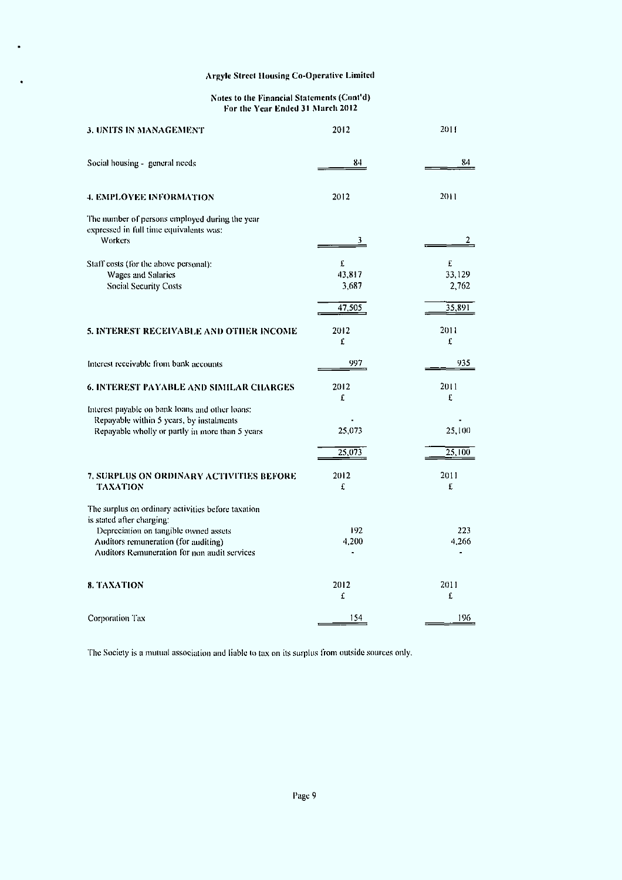# Argyle Street Housing Co-Operative Limited

## Notes to the Financial Statements (Cont'd)
## For the Year Ended 31 March 2012

| 3. UNITS IN MANAGEMENT | 2012 | 2011 |
|---|---|---|
| Social housing - general needs | 84 | 84 |

| 4. EMPLOYEE INFORMATION | 2012 | 2011 |
|---|---|---|
| The number of persons employed during the year expressed in full time equivalents was: | | |
| Workers | 3 | 2 |
| Staff costs (for the above personal): | £ | £ |
| Wages and Salaries | 43,817 | 33,129 |
| Social Security Costs | 3,687 | 2,762 |
| | 47,505 | 35,891 |

| 5. INTEREST RECEIVABLE AND OTHER INCOME | 2012 £ | 2011 £ |
|---|---|---|
| Interest receivable from bank accounts | 997 | 935 |

| 6. INTEREST PAYABLE AND SIMILAR CHARGES | 2012 £ | 2011 £ |
|---|---|---|
| Interest payable on bank loans and other loans: | | |
| Repayable within 5 years, by instalments | - | - |
| Repayable wholly or partly in more than 5 years | 25,073 | 25,100 |
| | 25,073 | 25,100 |

| 7. SURPLUS ON ORDINARY ACTIVITIES BEFORE TAXATION | 2012 £ | 2011 £ |
|---|---|---|
| The surplus on ordinary activities before taxation is stated after charging: | | |
| Depreciation on tangible owned assets | 192 | 223 |
| Auditors remuneration (for auditing) | 4,200 | 4,266 |
| Auditors Remuneration for non audit services | - | - |

| 8. TAXATION | 2012 £ | 2011 £ |
|---|---|---|
| Corporation Tax | 154 | 196 |

The Society is a mutual association and liable to tax on its surplus from outside sources only.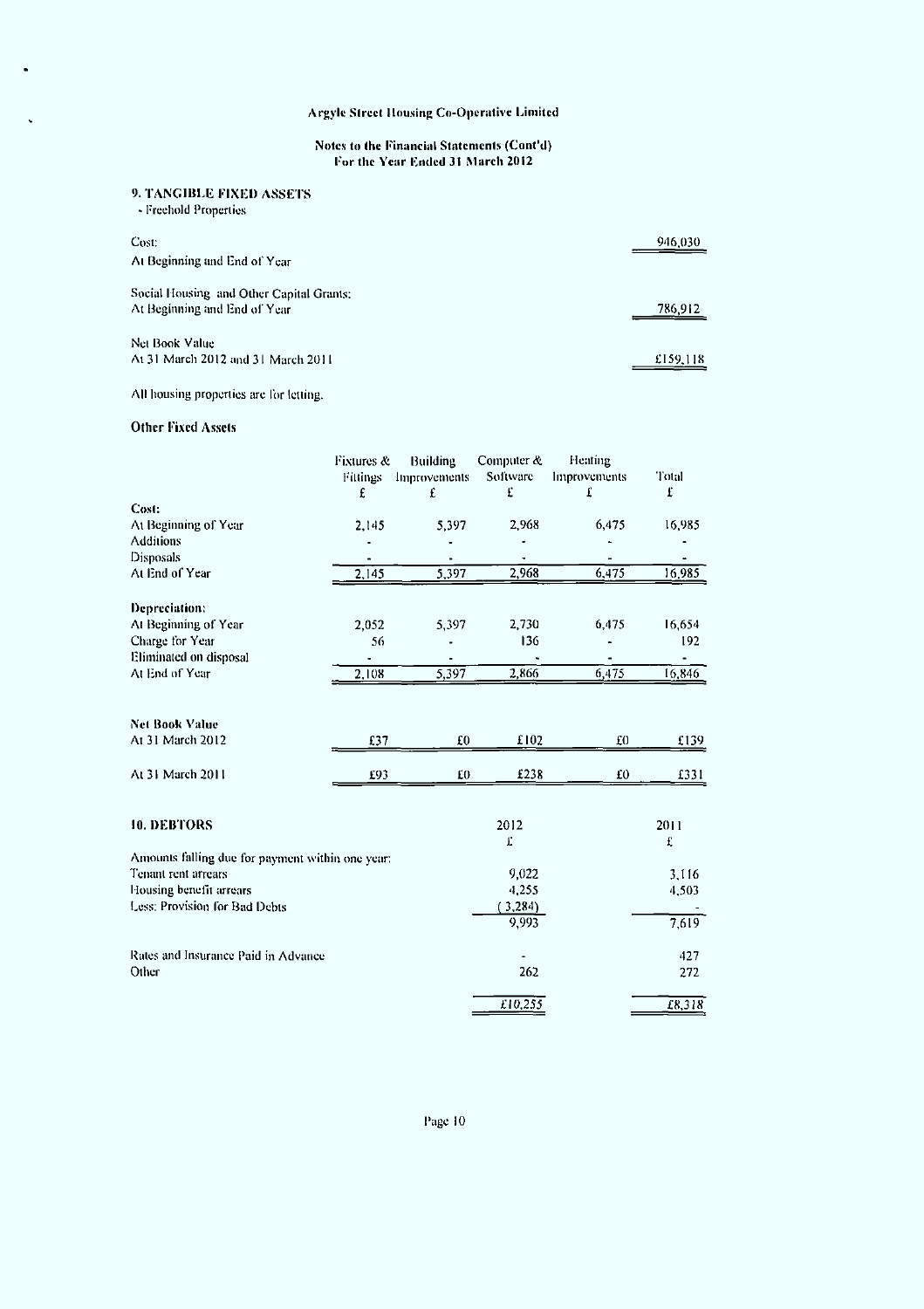Argyle Street Housing Co-Operative Limited

Notes to the Financial Statements (Cont'd)
For the Year Ended 31 March 2012

### 9. TANGIBLE FIXED ASSETS

- Freehold Properties

| | |
|---|---|
| Cost: | 946,030 |
| At Beginning and End of Year | |
| Social Housing and Other Capital Grants: | |
| At Beginning and End of Year | 786,912 |
| Net Book Value | |
| At 31 March 2012 and 31 March 2011 | £159,118 |

All housing properties are for letting.

**Other Fixed Assets**

| | Fixtures & Fittings £ | Building Improvements £ | Computer & Software £ | Heating Improvements £ | Total £ |
|---|---|---|---|---|---|
| **Cost:** | | | | | |
| At Beginning of Year | 2,145 | 5,397 | 2,968 | 6,475 | 16,985 |
| Additions | - | - | - | - | - |
| Disposals | - | - | - | - | - |
| At End of Year | 2,145 | 5,397 | 2,968 | 6,475 | 16,985 |
| **Depreciation:** | | | | | |
| At Beginning of Year | 2,052 | 5,397 | 2,730 | 6,475 | 16,654 |
| Charge for Year | 56 | - | 136 | - | 192 |
| Eliminated on disposal | - | - | - | - | - |
| At End of Year | 2,108 | 5,397 | 2,866 | 6,475 | 16,846 |
| **Net Book Value** | | | | | |
| At 31 March 2012 | £37 | £0 | £102 | £0 | £139 |
| At 31 March 2011 | £93 | £0 | £238 | £0 | £331 |

### 10. DEBTORS

| | 2012 £ | 2011 £ |
|---|---|---|
| Amounts falling due for payment within one year: | | |
| Tenant rent arrears | 9,022 | 3,116 |
| Housing benefit arrears | 4,255 | 4,503 |
| Less: Provision for Bad Debts | (3,284) | - |
| | 9,993 | 7,619 |
| Rates and Insurance Paid in Advance | - | 427 |
| Other | 262 | 272 |
| | *£10,255* | *£8,318* |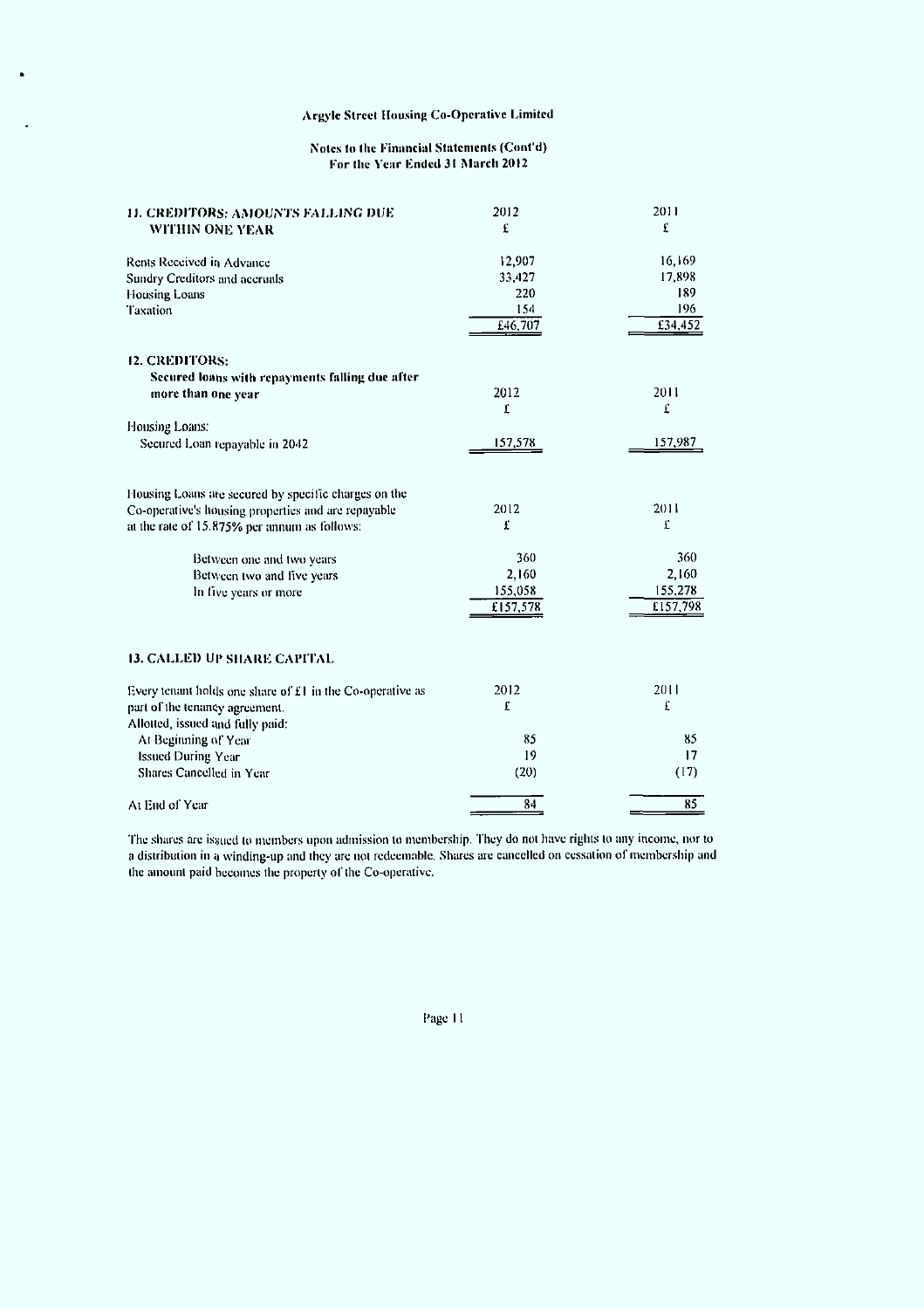Argyle Street Housing Co-Operative Limited

Notes to the Financial Statements (Cont'd)
For the Year Ended 31 March 2012

| **11. CREDITORS: AMOUNTS FALLING DUE WITHIN ONE YEAR** | 2012 | 2011 |
|---|---|---|
| | £ | £ |
| Rents Received in Advance | 12,907 | 16,169 |
| Sundry Creditors and accruals | 33,427 | 17,898 |
| Housing Loans | 220 | 189 |
| Taxation | 154 | 196 |
| | £46,707 | £34,452 |

| **12. CREDITORS: Secured loans with repayments falling due after more than one year** | 2012 | 2011 |
|---|---|---|
| | £ | £ |
| Housing Loans: | | |
| Secured Loan repayable in 2042 | 157,578 | 157,987 |

| Housing Loans are secured by specific charges on the Co-operative's housing properties and are repayable at the rate of 15.875% per annum as follows: | 2012 | 2011 |
|---|---|---|
| | £ | £ |
| Between one and two years | 360 | 360 |
| Between two and five years | 2,160 | 2,160 |
| In five years or more | 155,058 | 155,278 |
| | £157,578 | £157,798 |

**13. CALLED UP SHARE CAPITAL**

| Every tenant holds one share of £1 in the Co-operative as part of the tenancy agreement. | 2012 | 2011 |
|---|---|---|
| | £ | £ |
| Allotted, issued and fully paid: | | |
| At Beginning of Year | 85 | 85 |
| Issued During Year | 19 | 17 |
| Shares Cancelled in Year | (20) | (17) |
| At End of Year | 84 | 85 |

The shares are issued to members upon admission to membership. They do not have rights to any income, nor to a distribution in a winding-up and they are not redeemable. Shares are cancelled on cessation of membership and the amount paid becomes the property of the Co-operative.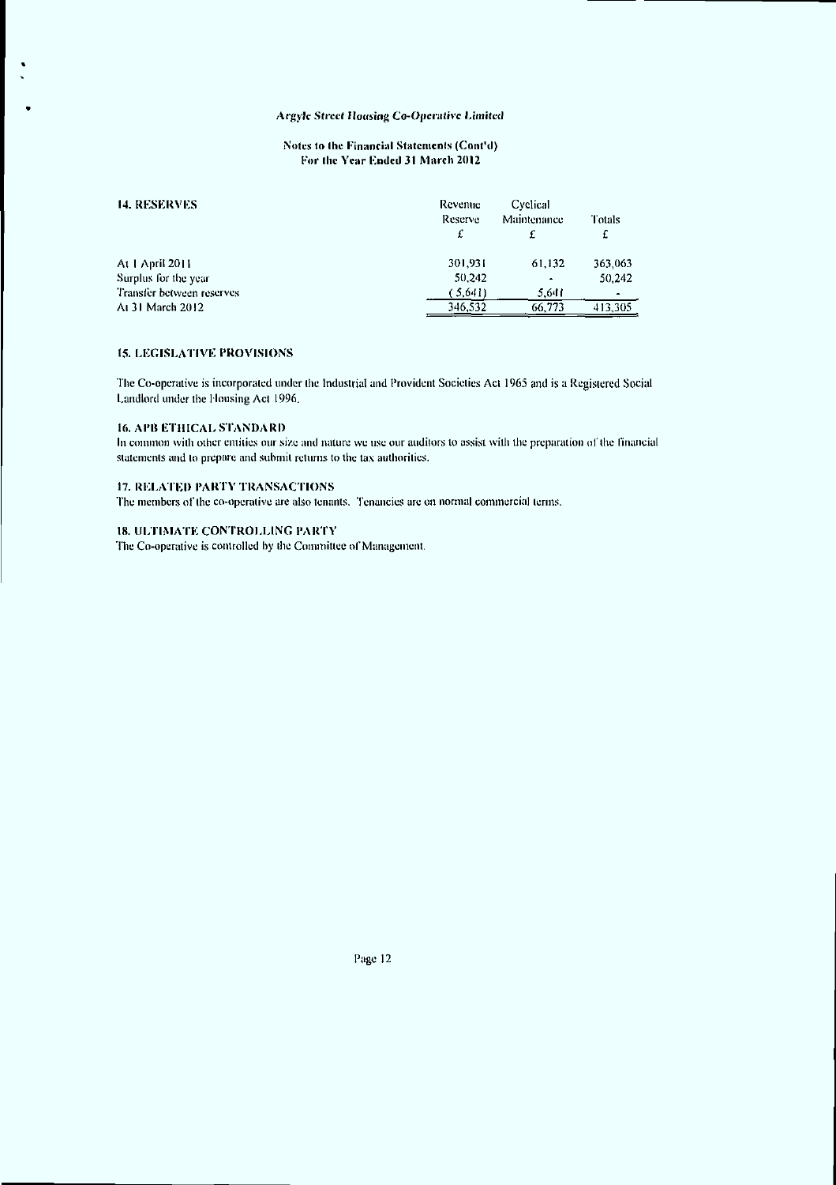Argyle Street Housing Co-Operative Limited

Notes to the Financial Statements (Cont'd)
For the Year Ended 31 March 2012

## 14. RESERVES

| | Revenue Reserve £ | Cyclical Maintenance £ | Totals £ |
|---|---|---|---|
| At 1 April 2011 | 301,931 | 61,132 | 363,063 |
| Surplus for the year | 50,242 | - | 50,242 |
| Transfer between reserves | (5,641) | 5,641 | - |
| At 31 March 2012 | 346,532 | 66,773 | 413,305 |

## 15. LEGISLATIVE PROVISIONS

The Co-operative is incorporated under the Industrial and Provident Societies Act 1965 and is a Registered Social Landlord under the Housing Act 1996.

## 16. APB ETHICAL STANDARD

In common with other entities our size and nature we use our auditors to assist with the preparation of the financial statements and to prepare and submit returns to the tax authorities.

## 17. RELATED PARTY TRANSACTIONS

The members of the co-operative are also tenants. Tenancies are on normal commercial terms.

## 18. ULTIMATE CONTROLLING PARTY

The Co-operative is controlled by the Committee of Management.